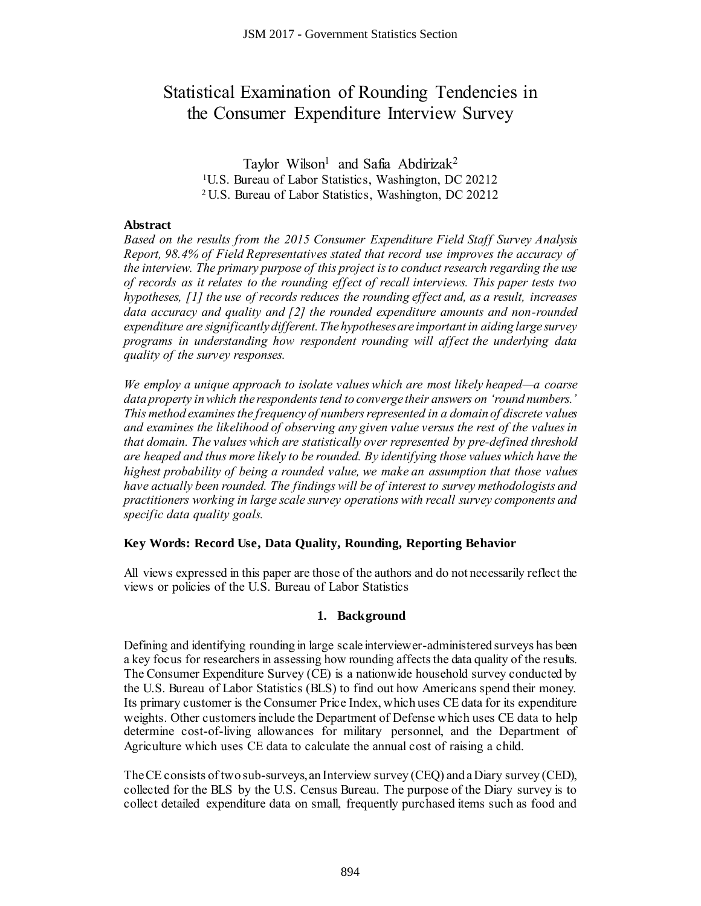# Statistical Examination of Rounding Tendencies in the Consumer Expenditure Interview Survey

Taylor Wilson[1] and Safia Abdirizak[2]

[1]U.S. Bureau of Labor Statistics, Washington, DC 20212

[2]U.S. Bureau of Labor Statistics, Washington, DC 20212

**Abstract**

*Based on the results from the 2015 Consumer Expenditure Field Staff Survey Analysis Report, 98.4% of Field Representatives stated that record use improves the accuracy of the interview. The primary purpose of this project is to conduct research regarding the use of records as it relates to the rounding effect of recall interviews. This paper tests two hypotheses, [1] the use of records reduces the rounding effect and, as a result, increases data accuracy and quality and [2] the rounded expenditure amounts and non-rounded expenditure are significantly different. The hypotheses are important in aiding large survey programs in understanding how respondent rounding will affect the underlying data quality of the survey responses.*

*We employ a unique approach to isolate values which are most likely heaped—a coarse data property in which the respondents tend to converge their answers on 'round numbers.' This method examines the frequency of numbers represented in a domain of discrete values and examines the likelihood of observing any given value versus the rest of the values in that domain. The values which are statistically over represented by pre-defined threshold are heaped and thus more likely to be rounded. By identifying those values which have the highest probability of being a rounded value, we make an assumption that those values have actually been rounded. The findings will be of interest to survey methodologists and practitioners working in large scale survey operations with recall survey components and specific data quality goals.*

**Key Words: Record Use, Data Quality, Rounding, Reporting Behavior**

All views expressed in this paper are those of the authors and do not necessarily reflect the views or policies of the U.S. Bureau of Labor Statistics

## 1. Background

Defining and identifying rounding in large scale interviewer-administered surveys has been a key focus for researchers in assessing how rounding affects the data quality of the results. The Consumer Expenditure Survey (CE) is a nationwide household survey conducted by the U.S. Bureau of Labor Statistics (BLS) to find out how Americans spend their money. Its primary customer is the Consumer Price Index, which uses CE data for its expenditure weights. Other customers include the Department of Defense which uses CE data to help determine cost-of-living allowances for military personnel, and the Department of Agriculture which uses CE data to calculate the annual cost of raising a child.

The CE consists of two sub-surveys, an Interview survey (CEQ) and a Diary survey (CED), collected for the BLS by the U.S. Census Bureau. The purpose of the Diary survey is to collect detailed expenditure data on small, frequently purchased items such as food and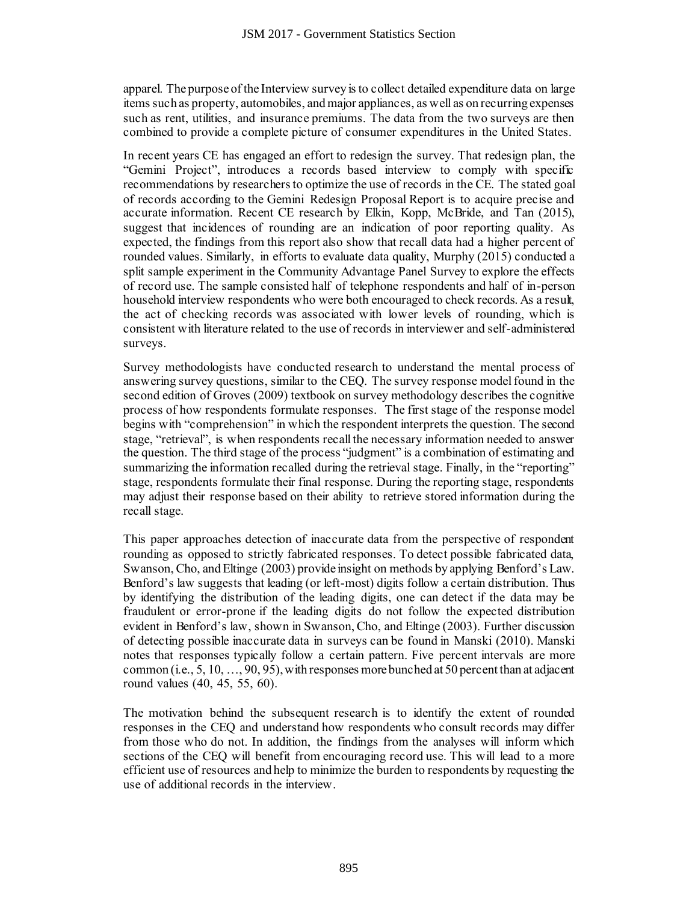apparel. The purpose of the Interview survey is to collect detailed expenditure data on large items such as property, automobiles, and major appliances, as well as on recurring expenses such as rent, utilities, and insurance premiums. The data from the two surveys are then combined to provide a complete picture of consumer expenditures in the United States.

In recent years CE has engaged an effort to redesign the survey. That redesign plan, the "Gemini Project", introduces a records based interview to comply with specific recommendations by researchers to optimize the use of records in the CE. The stated goal of records according to the Gemini Redesign Proposal Report is to acquire precise and accurate information. Recent CE research by Elkin, Kopp, McBride, and Tan (2015), suggest that incidences of rounding are an indication of poor reporting quality. As expected, the findings from this report also show that recall data had a higher percent of rounded values. Similarly, in efforts to evaluate data quality, Murphy (2015) conducted a split sample experiment in the Community Advantage Panel Survey to explore the effects of record use. The sample consisted half of telephone respondents and half of in-person household interview respondents who were both encouraged to check records. As a result, the act of checking records was associated with lower levels of rounding, which is consistent with literature related to the use of records in interviewer and self-administered surveys.

Survey methodologists have conducted research to understand the mental process of answering survey questions, similar to the CEQ. The survey response model found in the second edition of Groves (2009) textbook on survey methodology describes the cognitive process of how respondents formulate responses. The first stage of the response model begins with "comprehension" in which the respondent interprets the question. The second stage, "retrieval", is when respondents recall the necessary information needed to answer the question. The third stage of the process "judgment" is a combination of estimating and summarizing the information recalled during the retrieval stage. Finally, in the "reporting" stage, respondents formulate their final response. During the reporting stage, respondents may adjust their response based on their ability to retrieve stored information during the recall stage.

This paper approaches detection of inaccurate data from the perspective of respondent rounding as opposed to strictly fabricated responses. To detect possible fabricated data, Swanson, Cho, and Eltinge (2003) provide insight on methods by applying Benford's Law. Benford's law suggests that leading (or left-most) digits follow a certain distribution. Thus by identifying the distribution of the leading digits, one can detect if the data may be fraudulent or error-prone if the leading digits do not follow the expected distribution evident in Benford's law, shown in Swanson, Cho, and Eltinge (2003). Further discussion of detecting possible inaccurate data in surveys can be found in Manski (2010). Manski notes that responses typically follow a certain pattern. Five percent intervals are more common (i.e., 5, 10, …, 90, 95), with responses more bunched at 50 percent than at adjacent round values (40, 45, 55, 60).

The motivation behind the subsequent research is to identify the extent of rounded responses in the CEQ and understand how respondents who consult records may differ from those who do not. In addition, the findings from the analyses will inform which sections of the CEQ will benefit from encouraging record use. This will lead to a more efficient use of resources and help to minimize the burden to respondents by requesting the use of additional records in the interview.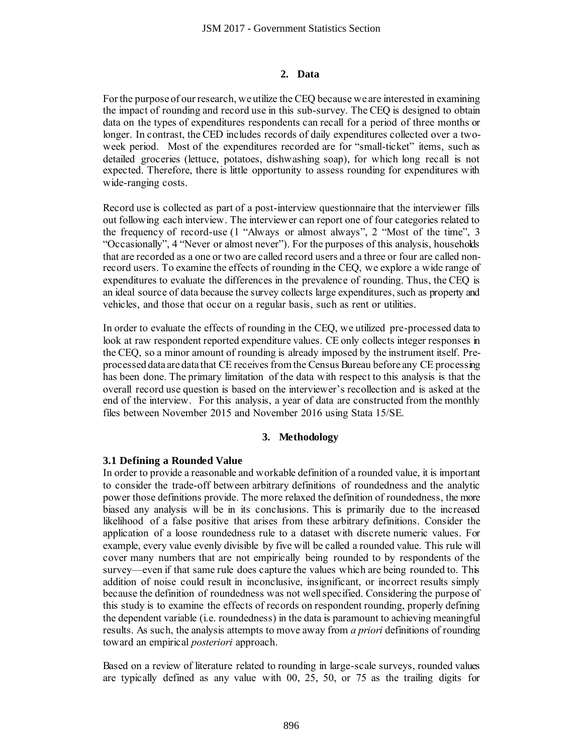## 2. Data

For the purpose of our research, we utilize the CEQ because we are interested in examining the impact of rounding and record use in this sub-survey. The CEQ is designed to obtain data on the types of expenditures respondents can recall for a period of three months or longer. In contrast, the CED includes records of daily expenditures collected over a two-week period. Most of the expenditures recorded are for "small-ticket" items, such as detailed groceries (lettuce, potatoes, dishwashing soap), for which long recall is not expected. Therefore, there is little opportunity to assess rounding for expenditures with wide-ranging costs.

Record use is collected as part of a post-interview questionnaire that the interviewer fills out following each interview. The interviewer can report one of four categories related to the frequency of record-use (1 "Always or almost always", 2 "Most of the time", 3 "Occasionally", 4 "Never or almost never"). For the purposes of this analysis, households that are recorded as a one or two are called record users and a three or four are called non-record users. To examine the effects of rounding in the CEQ, we explore a wide range of expenditures to evaluate the differences in the prevalence of rounding. Thus, the CEQ is an ideal source of data because the survey collects large expenditures, such as property and vehicles, and those that occur on a regular basis, such as rent or utilities.

In order to evaluate the effects of rounding in the CEQ, we utilized pre-processed data to look at raw respondent reported expenditure values. CE only collects integer responses in the CEQ, so a minor amount of rounding is already imposed by the instrument itself. Pre-processed data are data that CE receives from the Census Bureau before any CE processing has been done. The primary limitation of the data with respect to this analysis is that the overall record use question is based on the interviewer's recollection and is asked at the end of the interview. For this analysis, a year of data are constructed from the monthly files between November 2015 and November 2016 using Stata 15/SE.

## 3. Methodology

### 3.1 Defining a Rounded Value

In order to provide a reasonable and workable definition of a rounded value, it is important to consider the trade-off between arbitrary definitions of roundedness and the analytic power those definitions provide. The more relaxed the definition of roundedness, the more biased any analysis will be in its conclusions. This is primarily due to the increased likelihood of a false positive that arises from these arbitrary definitions. Consider the application of a loose roundedness rule to a dataset with discrete numeric values. For example, every value evenly divisible by five will be called a rounded value. This rule will cover many numbers that are not empirically being rounded to by respondents of the survey—even if that same rule does capture the values which are being rounded to. This addition of noise could result in inconclusive, insignificant, or incorrect results simply because the definition of roundedness was not well specified. Considering the purpose of this study is to examine the effects of records on respondent rounding, properly defining the dependent variable (i.e. roundedness) in the data is paramount to achieving meaningful results. As such, the analysis attempts to move away from *a priori* definitions of rounding toward an empirical *posteriori* approach.

Based on a review of literature related to rounding in large-scale surveys, rounded values are typically defined as any value with 00, 25, 50, or 75 as the trailing digits for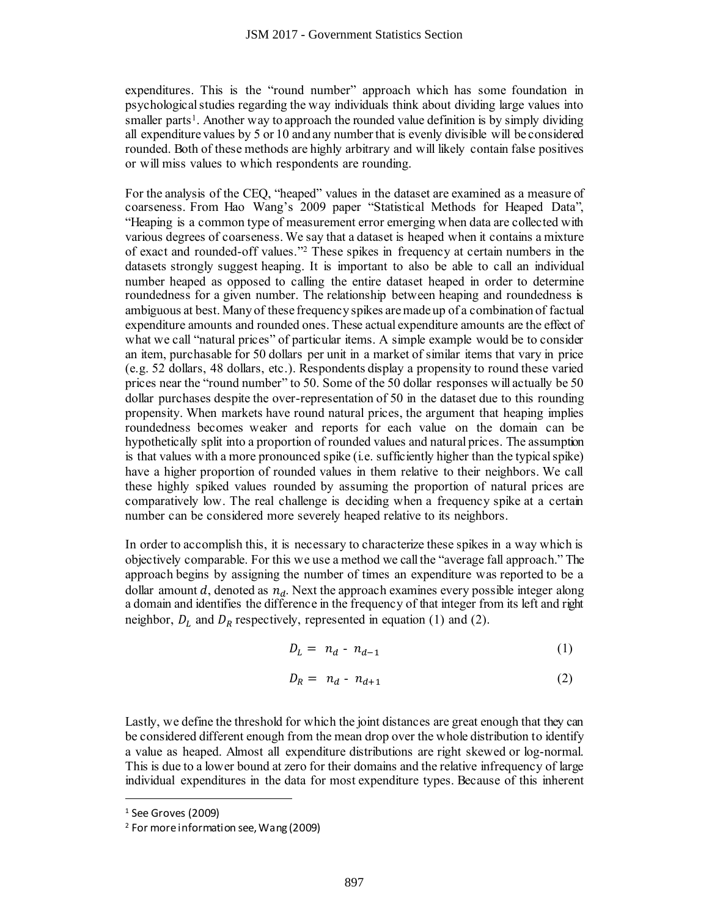expenditures. This is the "round number" approach which has some foundation in psychological studies regarding the way individuals think about dividing large values into smaller parts[1]. Another way to approach the rounded value definition is by simply dividing all expenditure values by 5 or 10 and any number that is evenly divisible will be considered rounded. Both of these methods are highly arbitrary and will likely contain false positives or will miss values to which respondents are rounding.

For the analysis of the CEQ, "heaped" values in the dataset are examined as a measure of coarseness. From Hao Wang's 2009 paper "Statistical Methods for Heaped Data", "Heaping is a common type of measurement error emerging when data are collected with various degrees of coarseness. We say that a dataset is heaped when it contains a mixture of exact and rounded-off values."[2] These spikes in frequency at certain numbers in the datasets strongly suggest heaping. It is important to also be able to call an individual number heaped as opposed to calling the entire dataset heaped in order to determine roundedness for a given number. The relationship between heaping and roundedness is ambiguous at best. Many of these frequency spikes are made up of a combination of factual expenditure amounts and rounded ones. These actual expenditure amounts are the effect of what we call "natural prices" of particular items. A simple example would be to consider an item, purchasable for 50 dollars per unit in a market of similar items that vary in price (e.g. 52 dollars, 48 dollars, etc.). Respondents display a propensity to round these varied prices near the "round number" to 50. Some of the 50 dollar responses will actually be 50 dollar purchases despite the over-representation of 50 in the dataset due to this rounding propensity. When markets have round natural prices, the argument that heaping implies roundedness becomes weaker and reports for each value on the domain can be hypothetically split into a proportion of rounded values and natural prices. The assumption is that values with a more pronounced spike (i.e. sufficiently higher than the typical spike) have a higher proportion of rounded values in them relative to their neighbors. We call these highly spiked values rounded by assuming the proportion of natural prices are comparatively low. The real challenge is deciding when a frequency spike at a certain number can be considered more severely heaped relative to its neighbors.

In order to accomplish this, it is necessary to characterize these spikes in a way which is objectively comparable. For this we use a method we call the "average fall approach." The approach begins by assigning the number of times an expenditure was reported to be a dollar amount $d$, denoted as $n_d$. Next the approach examines every possible integer along a domain and identifies the difference in the frequency of that integer from its left and right neighbor, $D_L$ and $D_R$ respectively, represented in equation (1) and (2).

$$D_L = n_d - n_{d-1} \tag{1}$$

$$D_R = n_d - n_{d+1} \tag{2}$$

Lastly, we define the threshold for which the joint distances are great enough that they can be considered different enough from the mean drop over the whole distribution to identify a value as heaped. Almost all expenditure distributions are right skewed or log-normal. This is due to a lower bound at zero for their domains and the relative infrequency of large individual expenditures in the data for most expenditure types. Because of this inherent

[1] See Groves (2009)

[2] For more information see, Wang (2009)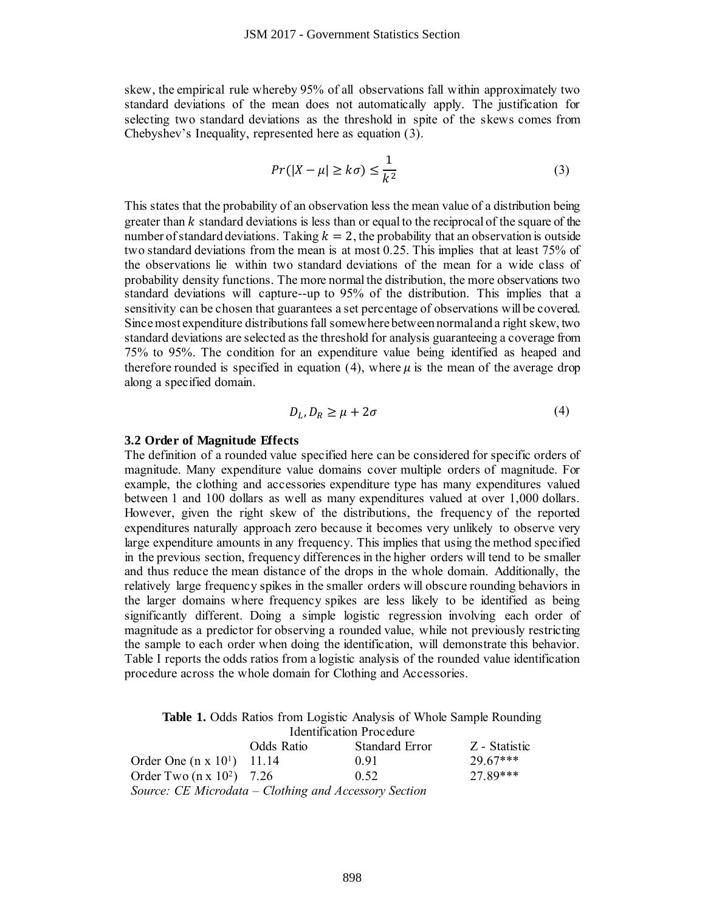skew, the empirical rule whereby 95% of all observations fall within approximately two standard deviations of the mean does not automatically apply. The justification for selecting two standard deviations as the threshold in spite of the skews comes from Chebyshev's Inequality, represented here as equation (3).

$$Pr(|X-\mu| \geq k\sigma) \leq \frac{1}{k^2} \tag{3}$$

This states that the probability of an observation less the mean value of a distribution being greater than $k$ standard deviations is less than or equal to the reciprocal of the square of the number of standard deviations. Taking $k = 2$, the probability that an observation is outside two standard deviations from the mean is at most 0.25. This implies that at least 75% of the observations lie within two standard deviations of the mean for a wide class of probability density functions. The more normal the distribution, the more observations two standard deviations will capture--up to 95% of the distribution. This implies that a sensitivity can be chosen that guarantees a set percentage of observations will be covered. Since most expenditure distributions fall somewhere between normal and a right skew, two standard deviations are selected as the threshold for analysis guaranteeing a coverage from 75% to 95%. The condition for an expenditure value being identified as heaped and therefore rounded is specified in equation (4), where $\mu$ is the mean of the average drop along a specified domain.

$$D_L, D_R \geq \mu + 2\sigma \tag{4}$$

### 3.2 Order of Magnitude Effects

The definition of a rounded value specified here can be considered for specific orders of magnitude. Many expenditure value domains cover multiple orders of magnitude. For example, the clothing and accessories expenditure type has many expenditures valued between 1 and 100 dollars as well as many expenditures valued at over 1,000 dollars. However, given the right skew of the distributions, the frequency of the reported expenditures naturally approach zero because it becomes very unlikely to observe very large expenditure amounts in any frequency. This implies that using the method specified in the previous section, frequency differences in the higher orders will tend to be smaller and thus reduce the mean distance of the drops in the whole domain. Additionally, the relatively large frequency spikes in the smaller orders will obscure rounding behaviors in the larger domains where frequency spikes are less likely to be identified as being significantly different. Doing a simple logistic regression involving each order of magnitude as a predictor for observing a rounded value, while not previously restricting the sample to each order when doing the identification, will demonstrate this behavior. Table I reports the odds ratios from a logistic analysis of the rounded value identification procedure across the whole domain for Clothing and Accessories.

**Table 1.** Odds Ratios from Logistic Analysis of Whole Sample Rounding Identification Procedure

| | Odds Ratio | Standard Error | Z - Statistic |
|---|---|---|---|
| Order One ($n \times 10^1$) | 11.14 | 0.91 | 29.67*** |
| Order Two ($n \times 10^2$) | 7.26 | 0.52 | 27.89*** |

*Source: CE Microdata – Clothing and Accessory Section*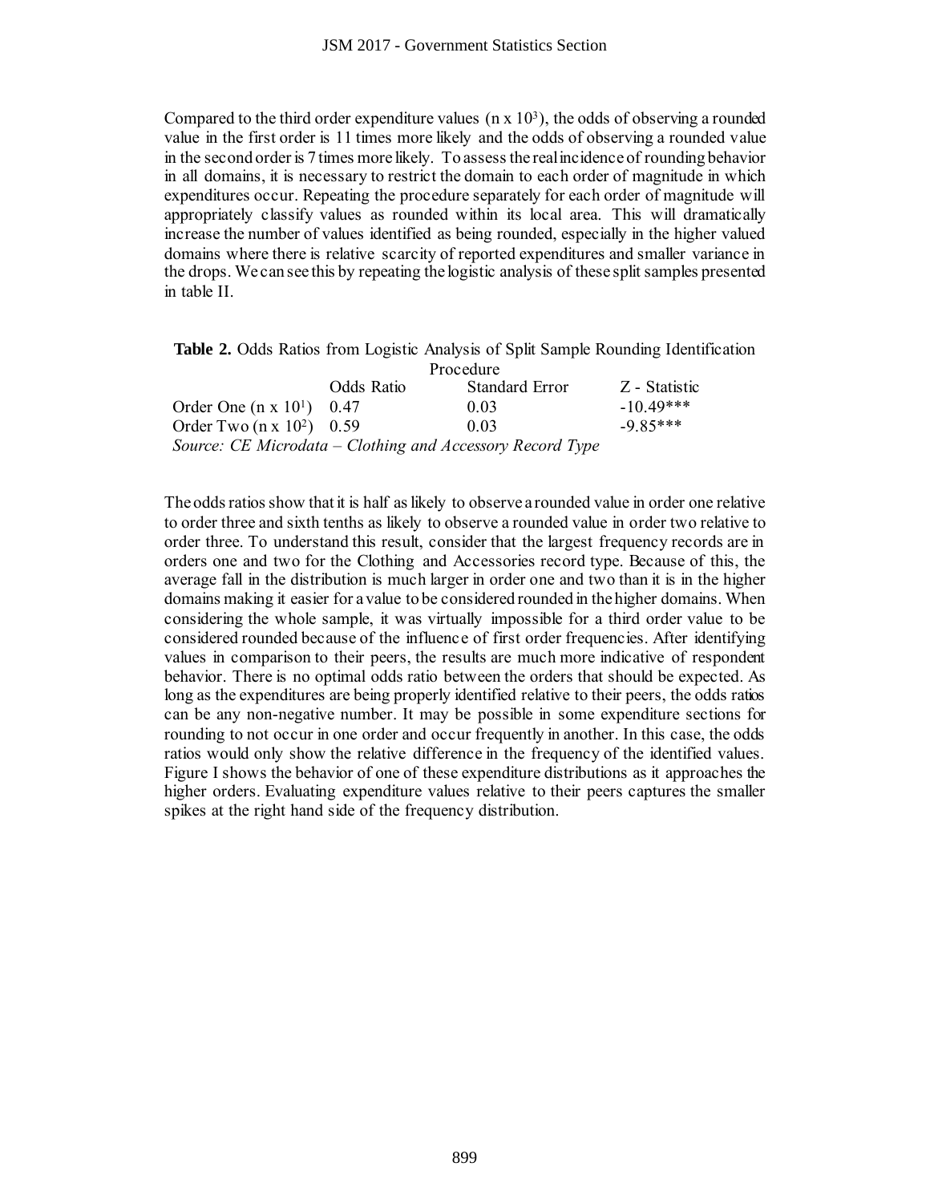Compared to the third order expenditure values ($n \times 10^3$), the odds of observing a rounded value in the first order is 11 times more likely and the odds of observing a rounded value in the second order is 7 times more likely. To assess the real incidence of rounding behavior in all domains, it is necessary to restrict the domain to each order of magnitude in which expenditures occur. Repeating the procedure separately for each order of magnitude will appropriately classify values as rounded within its local area. This will dramatically increase the number of values identified as being rounded, especially in the higher valued domains where there is relative scarcity of reported expenditures and smaller variance in the drops. We can see this by repeating the logistic analysis of these split samples presented in table II.

**Table 2.** Odds Ratios from Logistic Analysis of Split Sample Rounding Identification Procedure

| | Odds Ratio | Standard Error | Z - Statistic |
|---|---|---|---|
| Order One ($n \times 10^1$) | 0.47 | 0.03 | -10.49*** |
| Order Two ($n \times 10^2$) | 0.59 | 0.03 | -9.85*** |

*Source: CE Microdata – Clothing and Accessory Record Type*

The odds ratios show that it is half as likely to observe a rounded value in order one relative to order three and sixth tenths as likely to observe a rounded value in order two relative to order three. To understand this result, consider that the largest frequency records are in orders one and two for the Clothing and Accessories record type. Because of this, the average fall in the distribution is much larger in order one and two than it is in the higher domains making it easier for a value to be considered rounded in the higher domains. When considering the whole sample, it was virtually impossible for a third order value to be considered rounded because of the influence of first order frequencies. After identifying values in comparison to their peers, the results are much more indicative of respondent behavior. There is no optimal odds ratio between the orders that should be expected. As long as the expenditures are being properly identified relative to their peers, the odds ratios can be any non-negative number. It may be possible in some expenditure sections for rounding to not occur in one order and occur frequently in another. In this case, the odds ratios would only show the relative difference in the frequency of the identified values. Figure I shows the behavior of one of these expenditure distributions as it approaches the higher orders. Evaluating expenditure values relative to their peers captures the smaller spikes at the right hand side of the frequency distribution.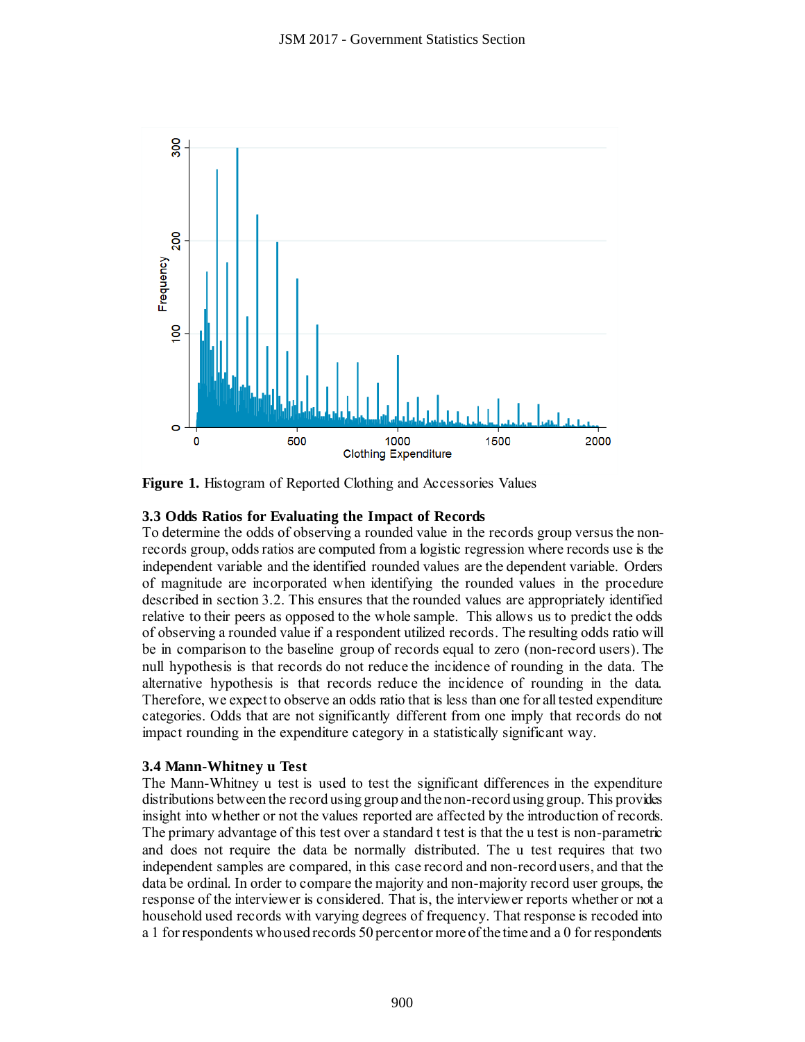**Figure 1.** Histogram of Reported Clothing and Accessories Values

### 3.3 Odds Ratios for Evaluating the Impact of Records

To determine the odds of observing a rounded value in the records group versus the non-records group, odds ratios are computed from a logistic regression where records use is the independent variable and the identified rounded values are the dependent variable. Orders of magnitude are incorporated when identifying the rounded values in the procedure described in section 3.2. This ensures that the rounded values are appropriately identified relative to their peers as opposed to the whole sample. This allows us to predict the odds of observing a rounded value if a respondent utilized records. The resulting odds ratio will be in comparison to the baseline group of records equal to zero (non-record users). The null hypothesis is that records do not reduce the incidence of rounding in the data. The alternative hypothesis is that records reduce the incidence of rounding in the data. Therefore, we expect to observe an odds ratio that is less than one for all tested expenditure categories. Odds that are not significantly different from one imply that records do not impact rounding in the expenditure category in a statistically significant way.

### 3.4 Mann-Whitney u Test

The Mann-Whitney u test is used to test the significant differences in the expenditure distributions between the record using group and the non-record using group. This provides insight into whether or not the values reported are affected by the introduction of records. The primary advantage of this test over a standard t test is that the u test is non-parametric and does not require the data be normally distributed. The u test requires that two independent samples are compared, in this case record and non-record users, and that the data be ordinal. In order to compare the majority and non-majority record user groups, the response of the interviewer is considered. That is, the interviewer reports whether or not a household used records with varying degrees of frequency. That response is recoded into a 1 for respondents who used records 50 percent or more of the time and a 0 for respondents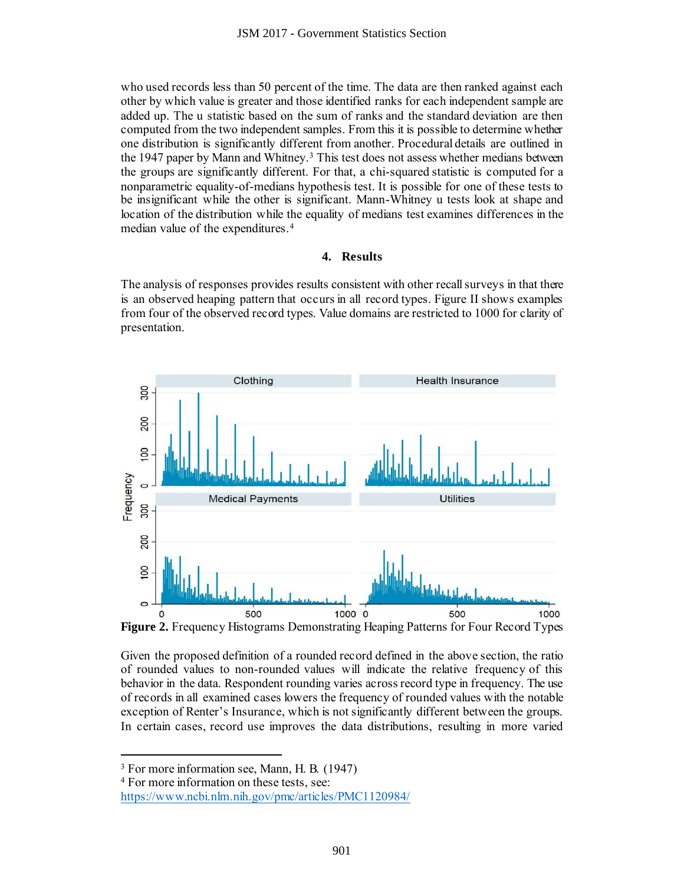who used records less than 50 percent of the time. The data are then ranked against each other by which value is greater and those identified ranks for each independent sample are added up. The u statistic based on the sum of ranks and the standard deviation are then computed from the two independent samples. From this it is possible to determine whether one distribution is significantly different from another. Procedural details are outlined in the 1947 paper by Mann and Whitney.[3] This test does not assess whether medians between the groups are significantly different. For that, a chi-squared statistic is computed for a nonparametric equality-of-medians hypothesis test. It is possible for one of these tests to be insignificant while the other is significant. Mann-Whitney u tests look at shape and location of the distribution while the equality of medians test examines differences in the median value of the expenditures.[4]

## 4. Results

The analysis of responses provides results consistent with other recall surveys in that there is an observed heaping pattern that occurs in all record types. Figure II shows examples from four of the observed record types. Value domains are restricted to 1000 for clarity of presentation.

**Figure 2.** Frequency Histograms Demonstrating Heaping Patterns for Four Record Types

Given the proposed definition of a rounded record defined in the above section, the ratio of rounded values to non-rounded values will indicate the relative frequency of this behavior in the data. Respondent rounding varies across record type in frequency. The use of records in all examined cases lowers the frequency of rounded values with the notable exception of Renter's Insurance, which is not significantly different between the groups. In certain cases, record use improves the data distributions, resulting in more varied

---

[3] For more information see, Mann, H. B. (1947)

[4] For more information on these tests, see: https://www.ncbi.nlm.nih.gov/pmc/articles/PMC1120984/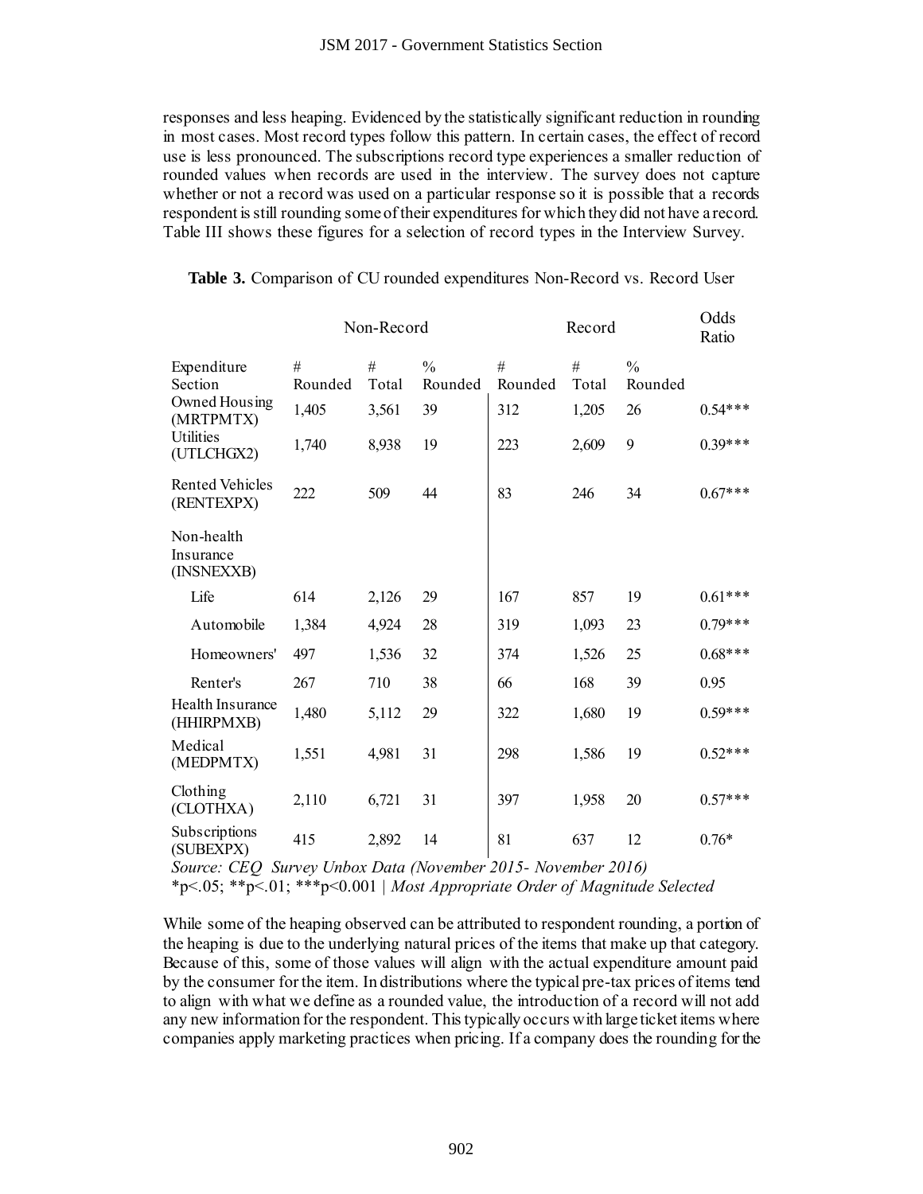responses and less heaping. Evidenced by the statistically significant reduction in rounding in most cases. Most record types follow this pattern. In certain cases, the effect of record use is less pronounced. The subscriptions record type experiences a smaller reduction of rounded values when records are used in the interview. The survey does not capture whether or not a record was used on a particular response so it is possible that a records respondent is still rounding some of their expenditures for which they did not have a record. Table III shows these figures for a selection of record types in the Interview Survey.

**Table 3.** Comparison of CU rounded expenditures Non-Record vs. Record User

| | Non-Record | | | Record | | | Odds Ratio |
|---|---|---|---|---|---|---|---|
| Expenditure Section | # Rounded | # Total | % Rounded | # Rounded | # Total | % Rounded | |
| Owned Housing (MRTPMTX) | 1,405 | 3,561 | 39 | 312 | 1,205 | 26 | 0.54*** |
| Utilities (UTLCHGX2) | 1,740 | 8,938 | 19 | 223 | 2,609 | 9 | 0.39*** |
| Rented Vehicles (RENTEXPX) | 222 | 509 | 44 | 83 | 246 | 34 | 0.67*** |
| Non-health Insurance (INSNEXXB) | | | | | | | |
| Life | 614 | 2,126 | 29 | 167 | 857 | 19 | 0.61*** |
| Automobile | 1,384 | 4,924 | 28 | 319 | 1,093 | 23 | 0.79*** |
| Homeowners' | 497 | 1,536 | 32 | 374 | 1,526 | 25 | 0.68*** |
| Renter's | 267 | 710 | 38 | 66 | 168 | 39 | 0.95 |
| Health Insurance (HHIRPMXB) | 1,480 | 5,112 | 29 | 322 | 1,680 | 19 | 0.59*** |
| Medical (MEDPMTX) | 1,551 | 4,981 | 31 | 298 | 1,586 | 19 | 0.52*** |
| Clothing (CLOTHXA) | 2,110 | 6,721 | 31 | 397 | 1,958 | 20 | 0.57*** |
| Subscriptions (SUBEXPX) | 415 | 2,892 | 14 | 81 | 637 | 12 | 0.76* |

*Source: CEQ Survey Unbox Data (November 2015- November 2016)*

*p<.05; **p<.01; ***p<0.001 | *Most Appropriate Order of Magnitude Selected*

While some of the heaping observed can be attributed to respondent rounding, a portion of the heaping is due to the underlying natural prices of the items that make up that category. Because of this, some of those values will align with the actual expenditure amount paid by the consumer for the item. In distributions where the typical pre-tax prices of items tend to align with what we define as a rounded value, the introduction of a record will not add any new information for the respondent. This typically occurs with large ticket items where companies apply marketing practices when pricing. If a company does the rounding for the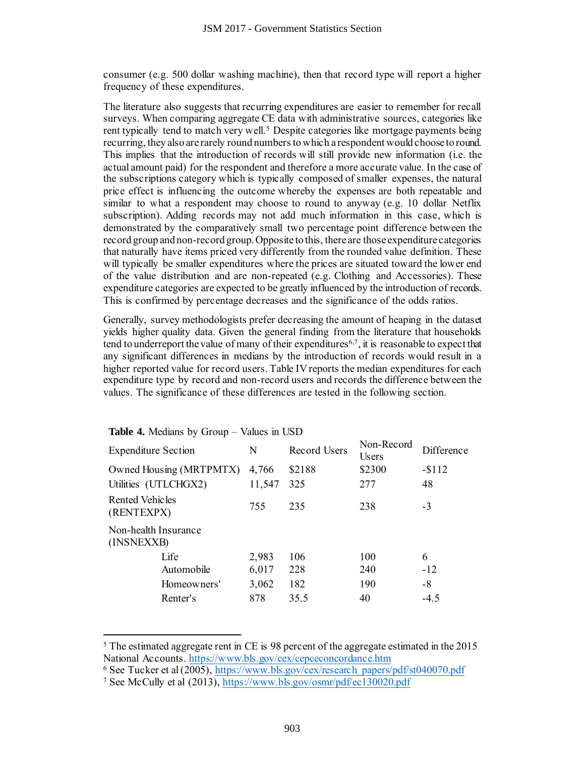consumer (e.g. 500 dollar washing machine), then that record type will report a higher frequency of these expenditures.

The literature also suggests that recurring expenditures are easier to remember for recall surveys. When comparing aggregate CE data with administrative sources, categories like rent typically tend to match very well.[5] Despite categories like mortgage payments being recurring, they also are rarely round numbers to which a respondent would choose to round. This implies that the introduction of records will still provide new information (i.e. the actual amount paid) for the respondent and therefore a more accurate value. In the case of the subscriptions category which is typically composed of smaller expenses, the natural price effect is influencing the outcome whereby the expenses are both repeatable and similar to what a respondent may choose to round to anyway (e.g. 10 dollar Netflix subscription). Adding records may not add much information in this case, which is demonstrated by the comparatively small two percentage point difference between the record group and non-record group. Opposite to this, there are those expenditure categories that naturally have items priced very differently from the rounded value definition. These will typically be smaller expenditures where the prices are situated toward the lower end of the value distribution and are non-repeated (e.g. Clothing and Accessories). These expenditure categories are expected to be greatly influenced by the introduction of records. This is confirmed by percentage decreases and the significance of the odds ratios.

Generally, survey methodologists prefer decreasing the amount of heaping in the dataset yields higher quality data. Given the general finding from the literature that households tend to underreport the value of many of their expenditures[6,7], it is reasonable to expect that any significant differences in medians by the introduction of records would result in a higher reported value for record users. Table IV reports the median expenditures for each expenditure type by record and non-record users and records the difference between the values. The significance of these differences are tested in the following section.

**Table 4.** Medians by Group – Values in USD

| Expenditure Section | N | Record Users | Non-Record Users | Difference |
|---|---|---|---|---|
| Owned Housing (MRTPMTX) | 4,766 | $2188 | $2300 | -$112 |
| Utilities (UTLCHGX2) | 11,547 | 325 | 277 | 48 |
| Rented Vehicles (RENTEXPX) | 755 | 235 | 238 | -3 |
| Non-health Insurance (INSNEXXB) | | | | |
| Life | 2,983 | 106 | 100 | 6 |
| Automobile | 6,017 | 228 | 240 | -12 |
| Homeowners' | 3,062 | 182 | 190 | -8 |
| Renter's | 878 | 35.5 | 40 | -4.5 |

[5] The estimated aggregate rent in CE is 98 percent of the aggregate estimated in the 2015 National Accounts. https://www.bls.gov/cex/cepceconcordance.htm

[6] See Tucker et al (2005), https://www.bls.gov/cex/research_papers/pdf/st040070.pdf

[7] See McCully et al (2013), https://www.bls.gov/osmr/pdf/ec130020.pdf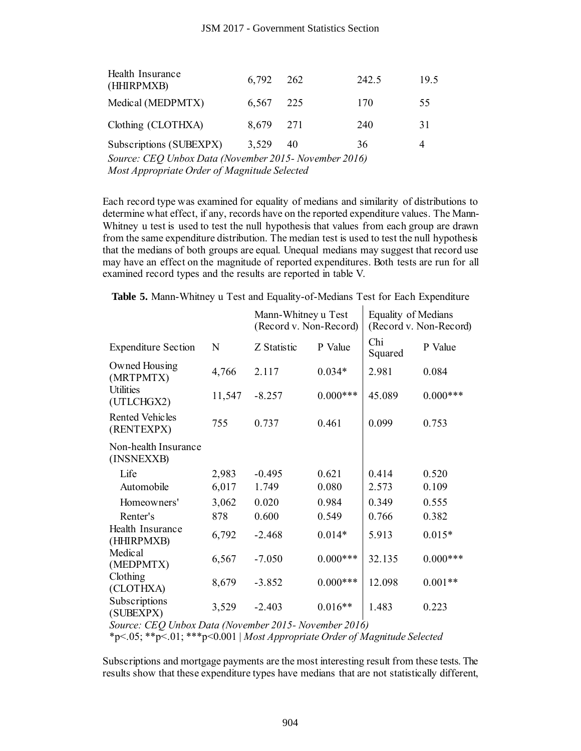| Health Insurance (HHIRPMXB) | 6,792 | 262 | 242.5 | 19.5 |
|---|---|---|---|---|
| Medical (MEDPMTX) | 6,567 | 225 | 170 | 55 |
| Clothing (CLOTHXA) | 8,679 | 271 | 240 | 31 |
| Subscriptions (SUBEXPX) | 3,529 | 40 | 36 | 4 |

*Source: CEQ Unbox Data (November 2015- November 2016)*
*Most Appropriate Order of Magnitude Selected*

Each record type was examined for equality of medians and similarity of distributions to determine what effect, if any, records have on the reported expenditure values. The Mann-Whitney u test is used to test the null hypothesis that values from each group are drawn from the same expenditure distribution. The median test is used to test the null hypothesis that the medians of both groups are equal. Unequal medians may suggest that record use may have an effect on the magnitude of reported expenditures. Both tests are run for all examined record types and the results are reported in table V.

**Table 5.** Mann-Whitney u Test and Equality-of-Medians Test for Each Expenditure

| | | Mann-Whitney u Test (Record v. Non-Record) | | Equality of Medians (Record v. Non-Record) | |
|---|---|---|---|---|---|
| Expenditure Section | N | Z Statistic | P Value | Chi Squared | P Value |
| Owned Housing (MRTPMTX) | 4,766 | 2.117 | 0.034* | 2.981 | 0.084 |
| Utilities (UTLCHGX2) | 11,547 | -8.257 | 0.000*** | 45.089 | 0.000*** |
| Rented Vehicles (RENTEXPX) | 755 | 0.737 | 0.461 | 0.099 | 0.753 |
| Non-health Insurance (INSNEXXB) | | | | | |
| Life | 2,983 | -0.495 | 0.621 | 0.414 | 0.520 |
| Automobile | 6,017 | 1.749 | 0.080 | 2.573 | 0.109 |
| Homeowners' | 3,062 | 0.020 | 0.984 | 0.349 | 0.555 |
| Renter's | 878 | 0.600 | 0.549 | 0.766 | 0.382 |
| Health Insurance (HHIRPMXB) | 6,792 | -2.468 | 0.014* | 5.913 | 0.015* |
| Medical (MEDPMTX) | 6,567 | -7.050 | 0.000*** | 32.135 | 0.000*** |
| Clothing (CLOTHXA) | 8,679 | -3.852 | 0.000*** | 12.098 | 0.001** |
| Subscriptions (SUBEXPX) | 3,529 | -2.403 | 0.016** | 1.483 | 0.223 |

*Source: CEQ Unbox Data (November 2015- November 2016)*
*p<.05; **p<.01; ***p<0.001 | *Most Appropriate Order of Magnitude Selected*

Subscriptions and mortgage payments are the most interesting result from these tests. The results show that these expenditure types have medians that are not statistically different,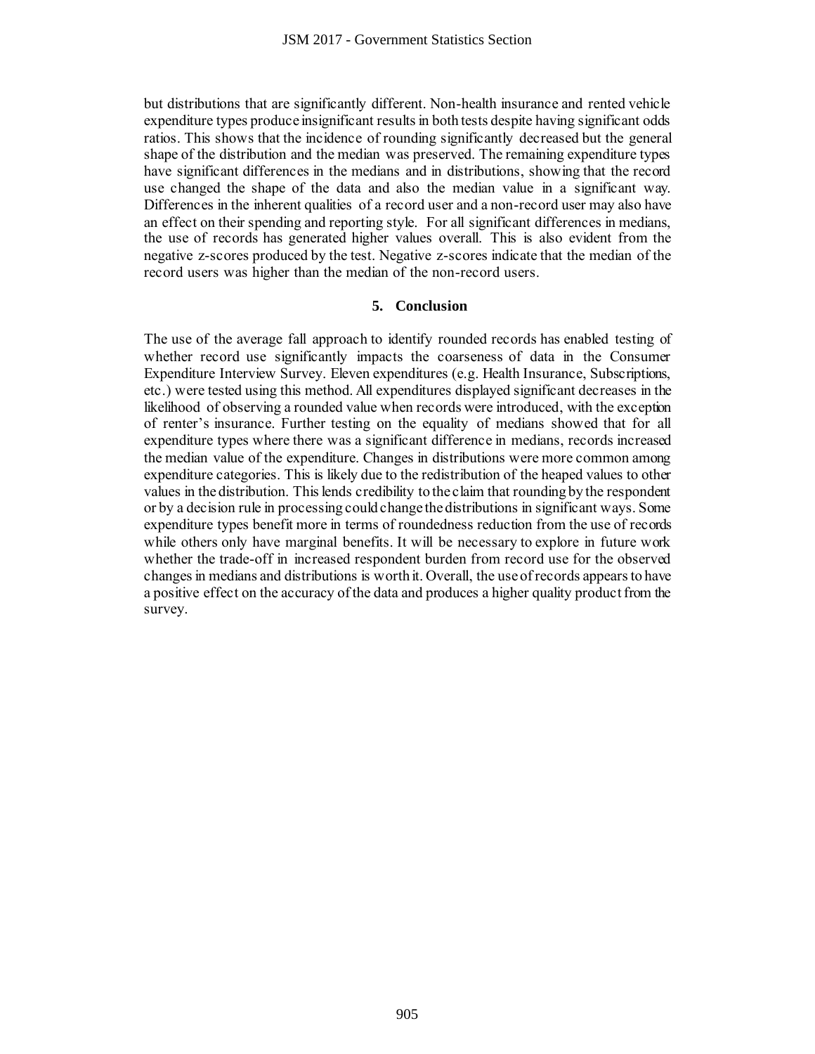but distributions that are significantly different. Non-health insurance and rented vehicle expenditure types produce insignificant results in both tests despite having significant odds ratios. This shows that the incidence of rounding significantly decreased but the general shape of the distribution and the median was preserved. The remaining expenditure types have significant differences in the medians and in distributions, showing that the record use changed the shape of the data and also the median value in a significant way. Differences in the inherent qualities of a record user and a non-record user may also have an effect on their spending and reporting style. For all significant differences in medians, the use of records has generated higher values overall. This is also evident from the negative z-scores produced by the test. Negative z-scores indicate that the median of the record users was higher than the median of the non-record users.

## 5. Conclusion

The use of the average fall approach to identify rounded records has enabled testing of whether record use significantly impacts the coarseness of data in the Consumer Expenditure Interview Survey. Eleven expenditures (e.g. Health Insurance, Subscriptions, etc.) were tested using this method. All expenditures displayed significant decreases in the likelihood of observing a rounded value when records were introduced, with the exception of renter's insurance. Further testing on the equality of medians showed that for all expenditure types where there was a significant difference in medians, records increased the median value of the expenditure. Changes in distributions were more common among expenditure categories. This is likely due to the redistribution of the heaped values to other values in the distribution. This lends credibility to the claim that rounding by the respondent or by a decision rule in processing could change the distributions in significant ways. Some expenditure types benefit more in terms of roundedness reduction from the use of records while others only have marginal benefits. It will be necessary to explore in future work whether the trade-off in increased respondent burden from record use for the observed changes in medians and distributions is worth it. Overall, the use of records appears to have a positive effect on the accuracy of the data and produces a higher quality product from the survey.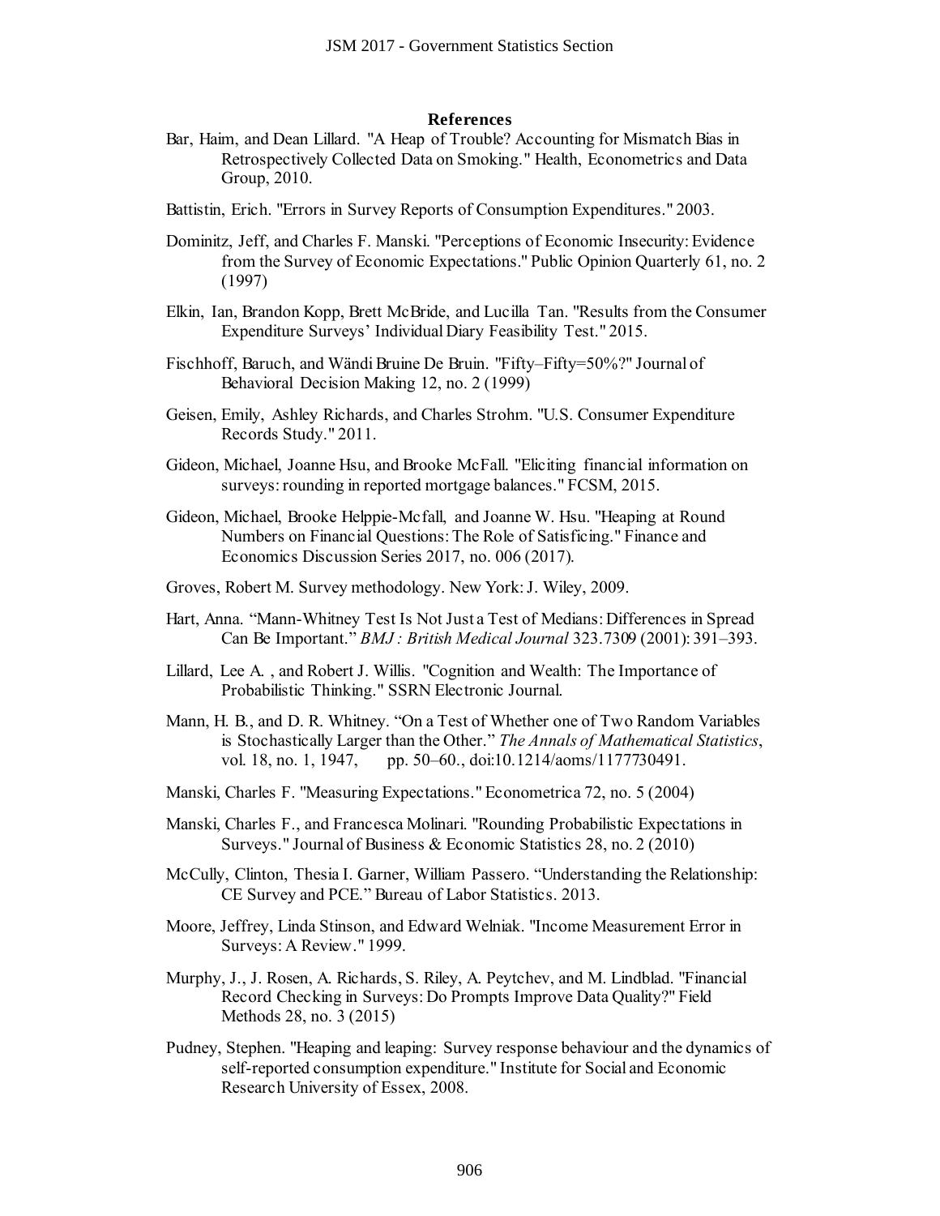## References

Bar, Haim, and Dean Lillard. "A Heap of Trouble? Accounting for Mismatch Bias in Retrospectively Collected Data on Smoking." Health, Econometrics and Data Group, 2010.

Battistin, Erich. "Errors in Survey Reports of Consumption Expenditures." 2003.

Dominitz, Jeff, and Charles F. Manski. "Perceptions of Economic Insecurity: Evidence from the Survey of Economic Expectations." Public Opinion Quarterly 61, no. 2 (1997)

Elkin, Ian, Brandon Kopp, Brett McBride, and Lucilla Tan. "Results from the Consumer Expenditure Surveys' Individual Diary Feasibility Test." 2015.

Fischhoff, Baruch, and Wändi Bruine De Bruin. "Fifty–Fifty=50%?" Journal of Behavioral Decision Making 12, no. 2 (1999)

Geisen, Emily, Ashley Richards, and Charles Strohm. "U.S. Consumer Expenditure Records Study." 2011.

Gideon, Michael, Joanne Hsu, and Brooke McFall. "Eliciting financial information on surveys: rounding in reported mortgage balances." FCSM, 2015.

Gideon, Michael, Brooke Helppie-Mcfall, and Joanne W. Hsu. "Heaping at Round Numbers on Financial Questions: The Role of Satisficing." Finance and Economics Discussion Series 2017, no. 006 (2017).

Groves, Robert M. Survey methodology. New York: J. Wiley, 2009.

Hart, Anna. "Mann-Whitney Test Is Not Just a Test of Medians: Differences in Spread Can Be Important." *BMJ : British Medical Journal* 323.7309 (2001): 391–393.

Lillard, Lee A. , and Robert J. Willis. "Cognition and Wealth: The Importance of Probabilistic Thinking." SSRN Electronic Journal.

Mann, H. B., and D. R. Whitney. "On a Test of Whether one of Two Random Variables is Stochastically Larger than the Other." *The Annals of Mathematical Statistics*, vol. 18, no. 1, 1947, pp. 50–60., doi:10.1214/aoms/1177730491.

Manski, Charles F. "Measuring Expectations." Econometrica 72, no. 5 (2004)

Manski, Charles F., and Francesca Molinari. "Rounding Probabilistic Expectations in Surveys." Journal of Business & Economic Statistics 28, no. 2 (2010)

McCully, Clinton, Thesia I. Garner, William Passero. "Understanding the Relationship: CE Survey and PCE." Bureau of Labor Statistics. 2013.

Moore, Jeffrey, Linda Stinson, and Edward Welniak. "Income Measurement Error in Surveys: A Review." 1999.

Murphy, J., J. Rosen, A. Richards, S. Riley, A. Peytchev, and M. Lindblad. "Financial Record Checking in Surveys: Do Prompts Improve Data Quality?" Field Methods 28, no. 3 (2015)

Pudney, Stephen. "Heaping and leaping: Survey response behaviour and the dynamics of self-reported consumption expenditure." Institute for Social and Economic Research University of Essex, 2008.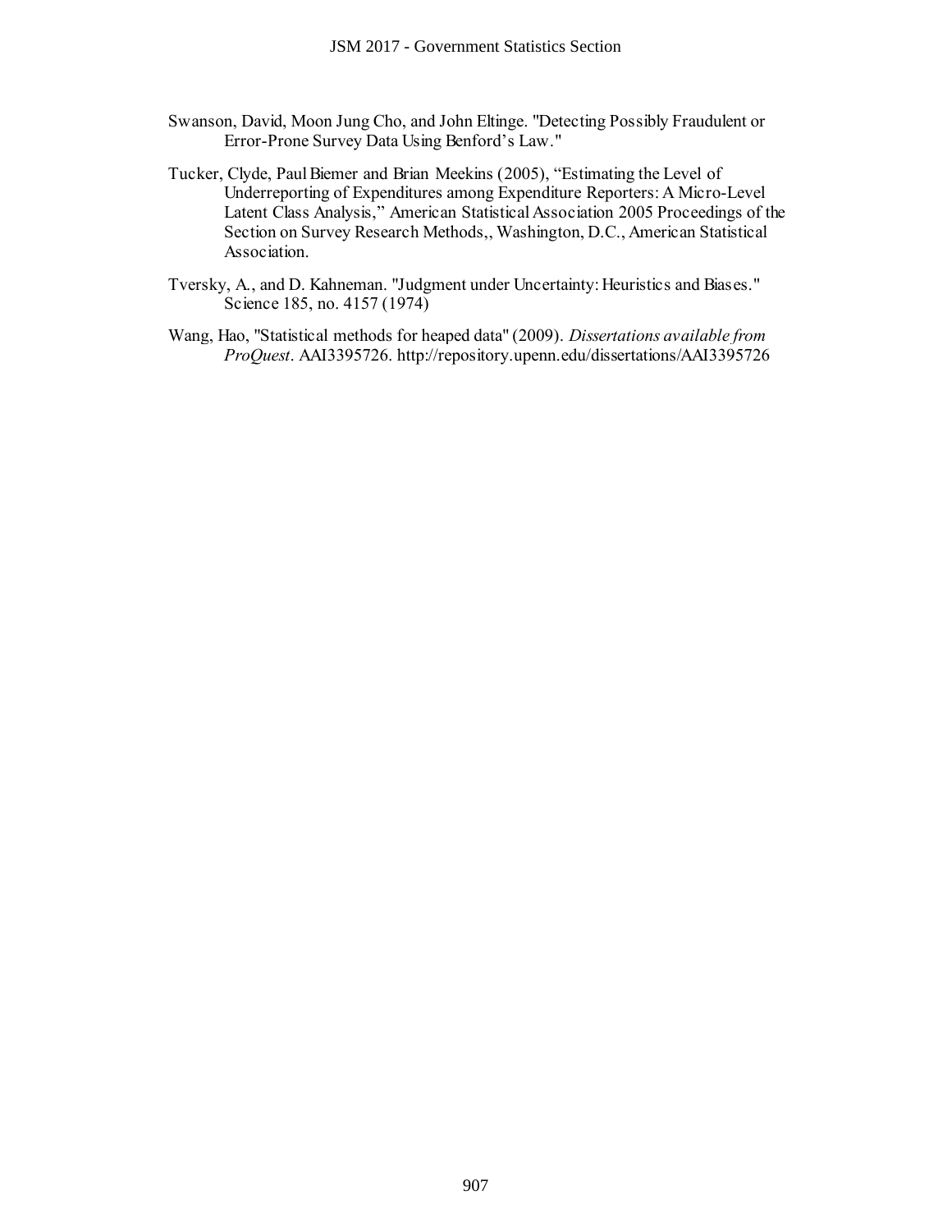Swanson, David, Moon Jung Cho, and John Eltinge. "Detecting Possibly Fraudulent or Error-Prone Survey Data Using Benford's Law."

Tucker, Clyde, Paul Biemer and Brian Meekins (2005), "Estimating the Level of Underreporting of Expenditures among Expenditure Reporters: A Micro-Level Latent Class Analysis," American Statistical Association 2005 Proceedings of the Section on Survey Research Methods,, Washington, D.C., American Statistical Association.

Tversky, A., and D. Kahneman. "Judgment under Uncertainty: Heuristics and Biases." Science 185, no. 4157 (1974)

Wang, Hao, "Statistical methods for heaped data" (2009). *Dissertations available from ProQuest*. AAI3395726. http://repository.upenn.edu/dissertations/AAI3395726